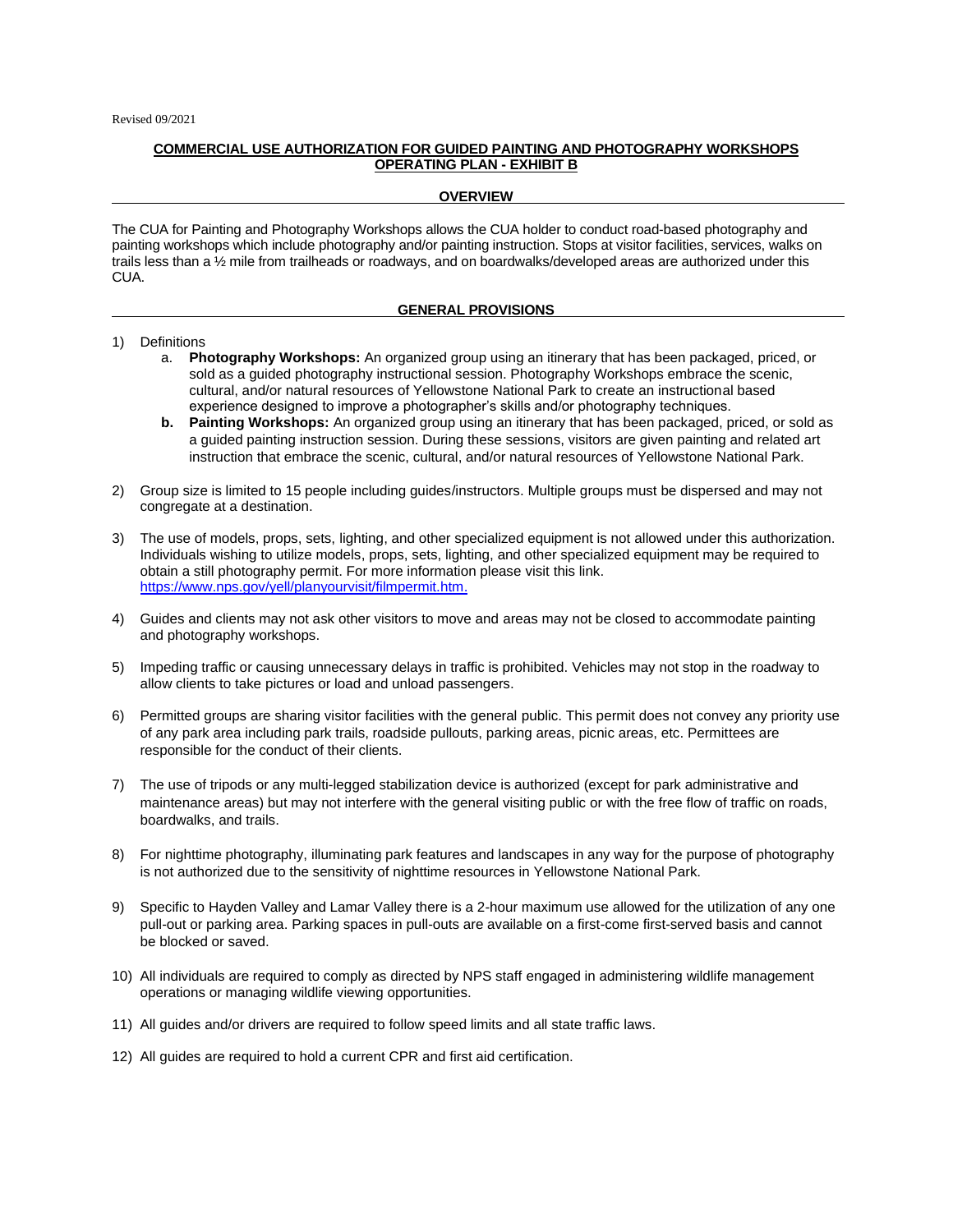Revised 09/2021

# COMMERCIAL USE AUTHORIZATION FOR GUIDED PAINTING AND PHOTOGRAPHY WORKSHOPS OPERATING PLAN - EXHIBIT B

## OVERVIEW

The CUA for Painting and Photography Workshops allows the CUA holder to conduct road-based photography and painting workshops which include photography and/or painting instruction. Stops at visitor facilities, services, walks on trails less than a ½ mile from trailheads or roadways, and on boardwalks/developed areas are authorized under this CUA.

## GENERAL PROVISIONS

1) Definitions
   a. **Photography Workshops:** An organized group using an itinerary that has been packaged, priced, or sold as a guided photography instructional session. Photography Workshops embrace the scenic, cultural, and/or natural resources of Yellowstone National Park to create an instructional based experience designed to improve a photographer's skills and/or photography techniques.
   **b. Painting Workshops:** An organized group using an itinerary that has been packaged, priced, or sold as a guided painting instruction session. During these sessions, visitors are given painting and related art instruction that embrace the scenic, cultural, and/or natural resources of Yellowstone National Park.

2) Group size is limited to 15 people including guides/instructors. Multiple groups must be dispersed and may not congregate at a destination.

3) The use of models, props, sets, lighting, and other specialized equipment is not allowed under this authorization. Individuals wishing to utilize models, props, sets, lighting, and other specialized equipment may be required to obtain a still photography permit. For more information please visit this link. https://www.nps.gov/yell/planyourvisit/filmpermit.htm.

4) Guides and clients may not ask other visitors to move and areas may not be closed to accommodate painting and photography workshops.

5) Impeding traffic or causing unnecessary delays in traffic is prohibited. Vehicles may not stop in the roadway to allow clients to take pictures or load and unload passengers.

6) Permitted groups are sharing visitor facilities with the general public. This permit does not convey any priority use of any park area including park trails, roadside pullouts, parking areas, picnic areas, etc. Permittees are responsible for the conduct of their clients.

7) The use of tripods or any multi-legged stabilization device is authorized (except for park administrative and maintenance areas) but may not interfere with the general visiting public or with the free flow of traffic on roads, boardwalks, and trails.

8) For nighttime photography, illuminating park features and landscapes in any way for the purpose of photography is not authorized due to the sensitivity of nighttime resources in Yellowstone National Park.

9) Specific to Hayden Valley and Lamar Valley there is a 2-hour maximum use allowed for the utilization of any one pull-out or parking area. Parking spaces in pull-outs are available on a first-come first-served basis and cannot be blocked or saved.

10) All individuals are required to comply as directed by NPS staff engaged in administering wildlife management operations or managing wildlife viewing opportunities.

11) All guides and/or drivers are required to follow speed limits and all state traffic laws.

12) All guides are required to hold a current CPR and first aid certification.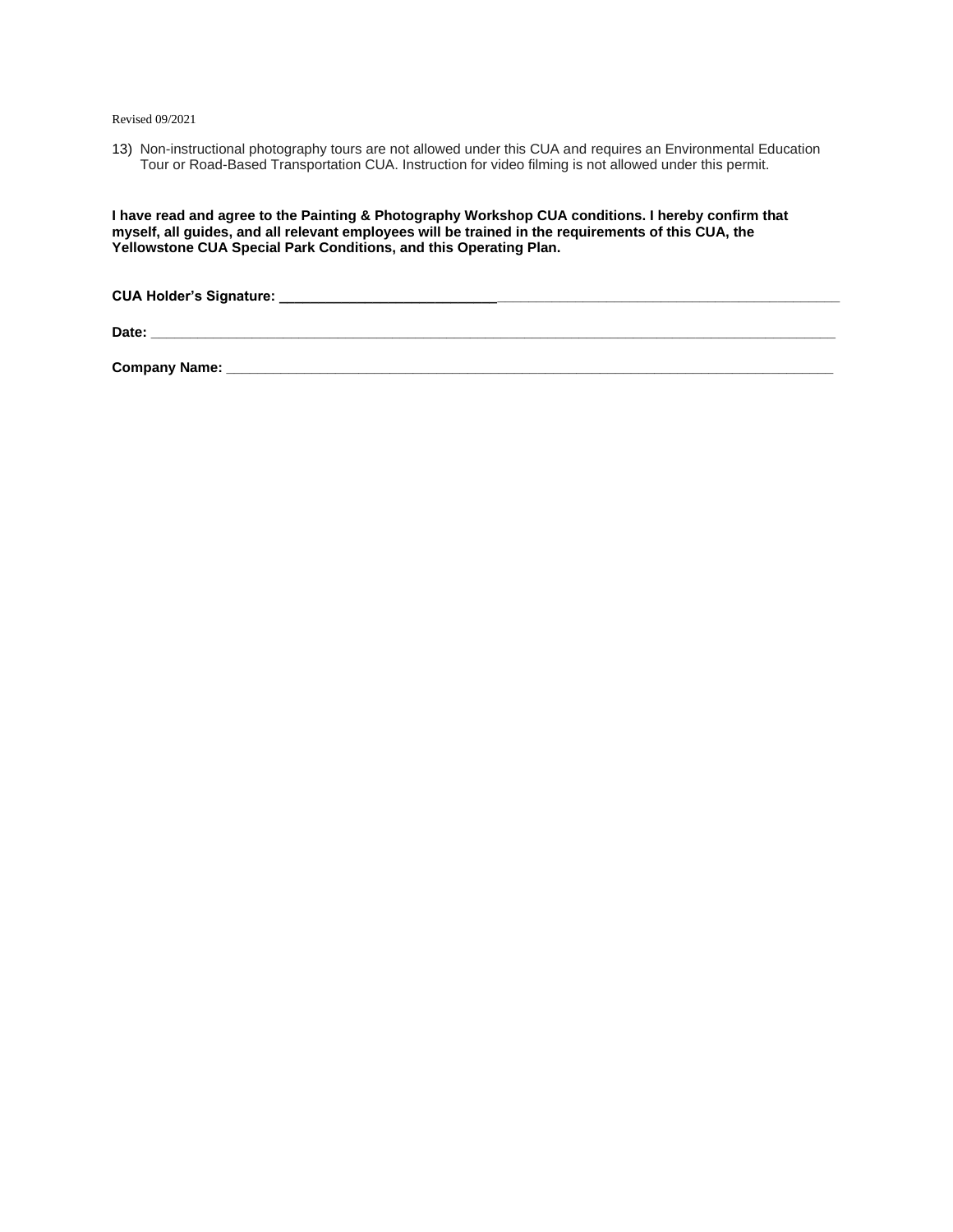13) Non-instructional photography tours are not allowed under this CUA and requires an Environmental Education Tour or Road-Based Transportation CUA. Instruction for video filming is not allowed under this permit.

**I have read and agree to the Painting & Photography Workshop CUA conditions. I hereby confirm that myself, all guides, and all relevant employees will be trained in the requirements of this CUA, the Yellowstone CUA Special Park Conditions, and this Operating Plan.**

**CUA Holder's Signature:** ____________________________________________

**Date:** ____________________________________________

**Company Name:** ____________________________________________